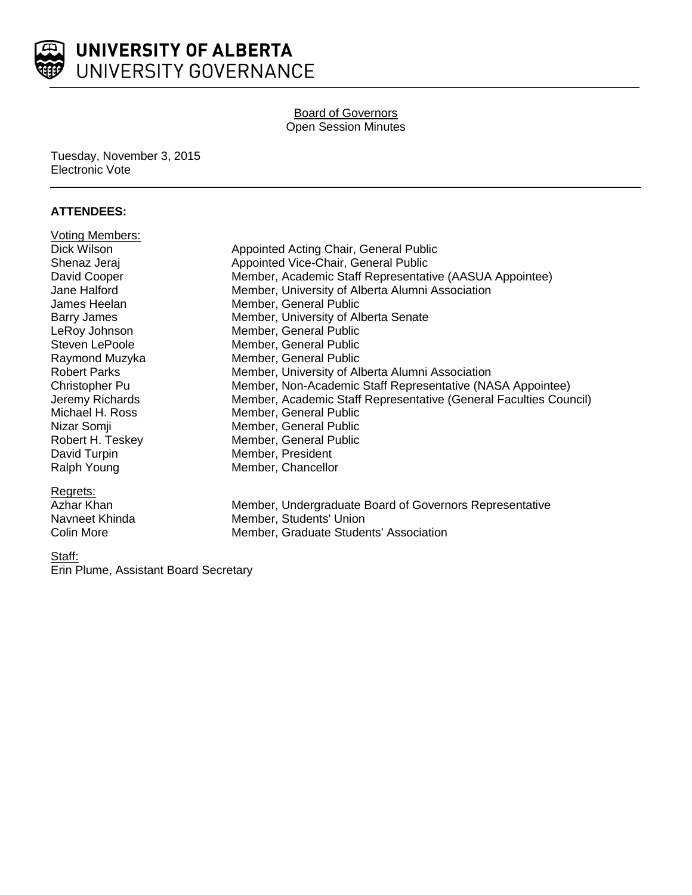UNIVERSITY OF ALBERTA
UNIVERSITY GOVERNANCE

Board of Governors
Open Session Minutes

Tuesday, November 3, 2015
Electronic Vote

**ATTENDEES:**

Voting Members:

| | |
|---|---|
| Dick Wilson | Appointed Acting Chair, General Public |
| Shenaz Jeraj | Appointed Vice-Chair, General Public |
| David Cooper | Member, Academic Staff Representative (AASUA Appointee) |
| Jane Halford | Member, University of Alberta Alumni Association |
| James Heelan | Member, General Public |
| Barry James | Member, University of Alberta Senate |
| LeRoy Johnson | Member, General Public |
| Steven LePoole | Member, General Public |
| Raymond Muzyka | Member, General Public |
| Robert Parks | Member, University of Alberta Alumni Association |
| Christopher Pu | Member, Non-Academic Staff Representative (NASA Appointee) |
| Jeremy Richards | Member, Academic Staff Representative (General Faculties Council) |
| Michael H. Ross | Member, General Public |
| Nizar Somji | Member, General Public |
| Robert H. Teskey | Member, General Public |
| David Turpin | Member, President |
| Ralph Young | Member, Chancellor |

Regrets:

| | |
|---|---|
| Azhar Khan | Member, Undergraduate Board of Governors Representative |
| Navneet Khinda | Member, Students' Union |
| Colin More | Member, Graduate Students' Association |

Staff:
Erin Plume, Assistant Board Secretary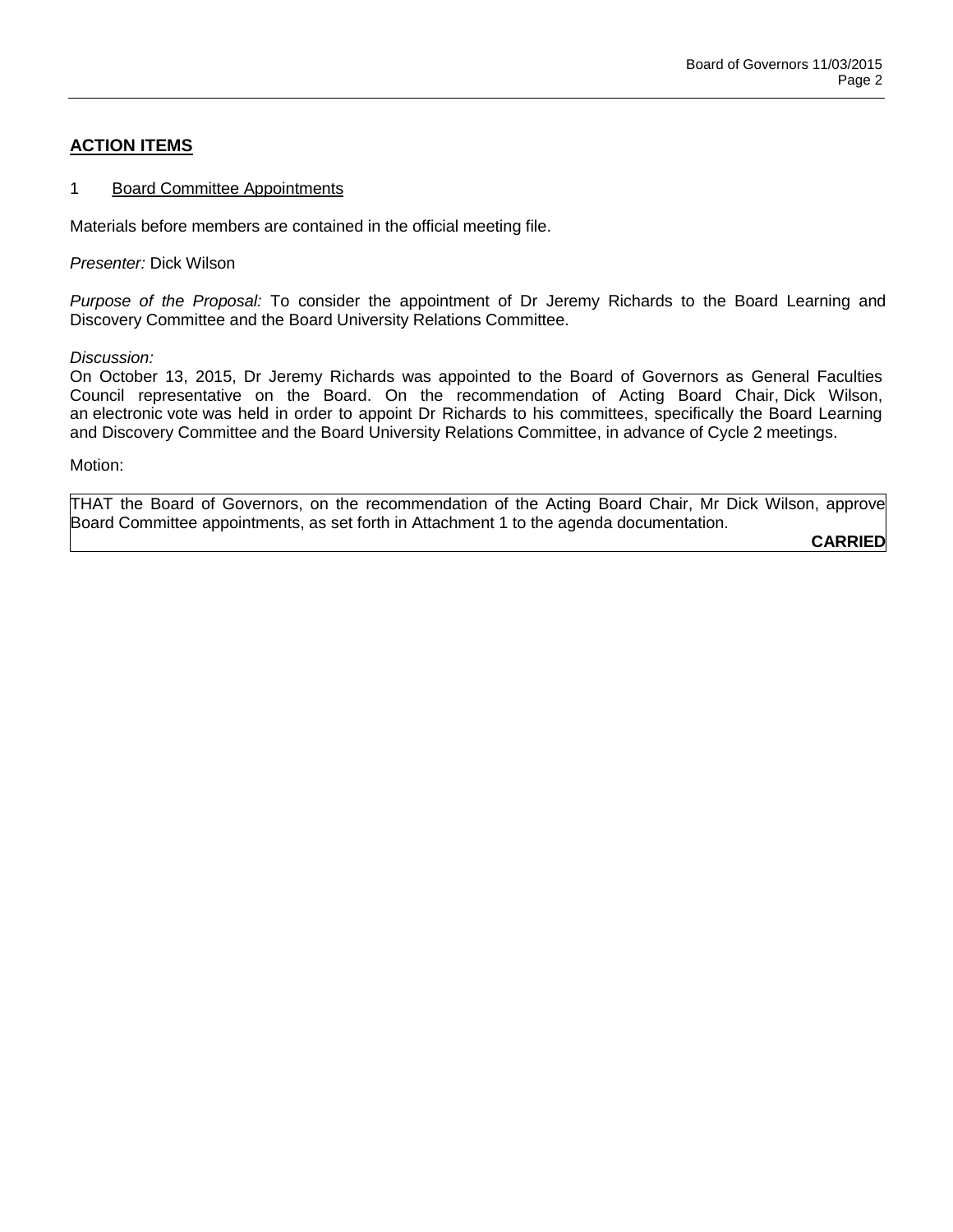## ACTION ITEMS

### 1 Board Committee Appointments

Materials before members are contained in the official meeting file.

*Presenter:* Dick Wilson

*Purpose of the Proposal:* To consider the appointment of Dr Jeremy Richards to the Board Learning and Discovery Committee and the Board University Relations Committee.

*Discussion:*
On October 13, 2015, Dr Jeremy Richards was appointed to the Board of Governors as General Faculties Council representative on the Board. On the recommendation of Acting Board Chair, Dick Wilson, an electronic vote was held in order to appoint Dr Richards to his committees, specifically the Board Learning and Discovery Committee and the Board University Relations Committee, in advance of Cycle 2 meetings.

Motion:

THAT the Board of Governors, on the recommendation of the Acting Board Chair, Mr Dick Wilson, approve Board Committee appointments, as set forth in Attachment 1 to the agenda documentation.

**CARRIED**